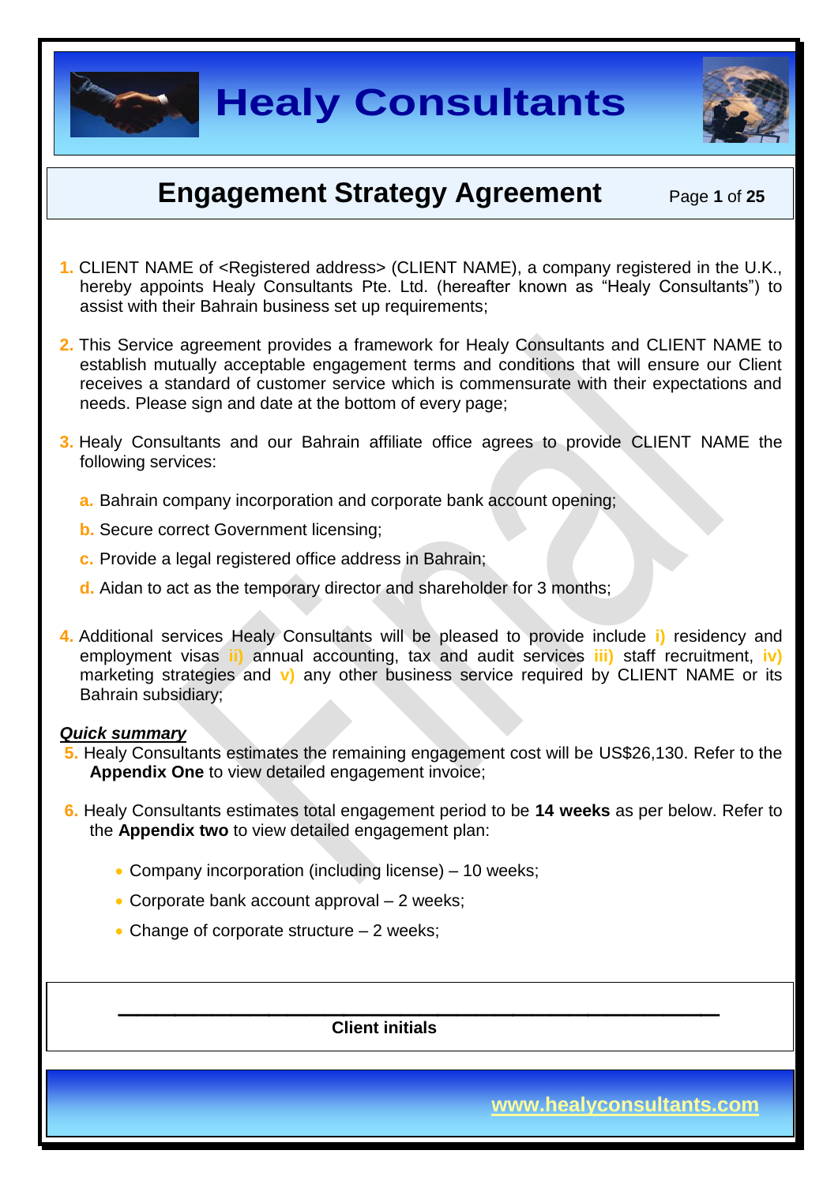# Healy Consultants

## Engagement Strategy Agreement

1. CLIENT NAME of <Registered address> (CLIENT NAME), a company registered in the U.K., hereby appoints Healy Consultants Pte. Ltd. (hereafter known as "Healy Consultants") to assist with their Bahrain business set up requirements;

2. This Service agreement provides a framework for Healy Consultants and CLIENT NAME to establish mutually acceptable engagement terms and conditions that will ensure our Client receives a standard of customer service which is commensurate with their expectations and needs. Please sign and date at the bottom of every page;

3. Healy Consultants and our Bahrain affiliate office agrees to provide CLIENT NAME the following services:

   a. Bahrain company incorporation and corporate bank account opening;

   b. Secure correct Government licensing;

   c. Provide a legal registered office address in Bahrain;

   d. Aidan to act as the temporary director and shareholder for 3 months;

4. Additional services Healy Consultants will be pleased to provide include i) residency and employment visas ii) annual accounting, tax and audit services iii) staff recruitment, iv) marketing strategies and v) any other business service required by CLIENT NAME or its Bahrain subsidiary;

***Quick summary***

5. Healy Consultants estimates the remaining engagement cost will be US$26,130. Refer to the **Appendix One** to view detailed engagement invoice;

6. Healy Consultants estimates total engagement period to be **14 weeks** as per below. Refer to the **Appendix two** to view detailed engagement plan:

   - Company incorporation (including license) – 10 weeks;
   - Corporate bank account approval – 2 weeks;
   - Change of corporate structure – 2 weeks;

\_\_\_\_\_\_\_\_\_\_\_\_\_\_\_\_\_\_\_\_\_\_\_\_\_\_\_\_\_\_\_\_\_\_\_\_\_\_\_\_

**Client initials**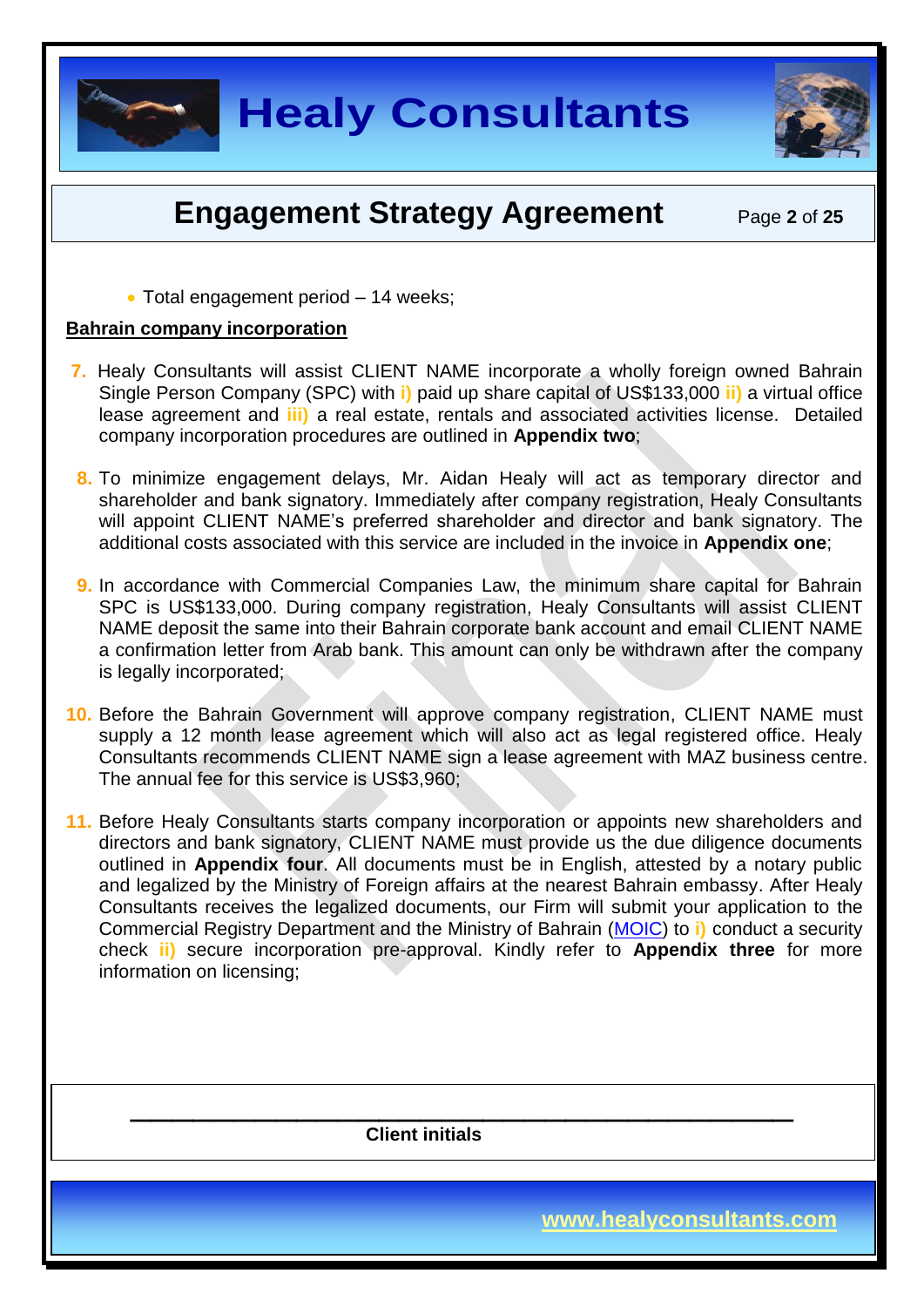- Total engagement period – 14 weeks;

**Bahrain company incorporation**

7. Healy Consultants will assist CLIENT NAME incorporate a wholly foreign owned Bahrain Single Person Company (SPC) with i) paid up share capital of US$133,000 ii) a virtual office lease agreement and iii) a real estate, rentals and associated activities license. Detailed company incorporation procedures are outlined in **Appendix two**;

8. To minimize engagement delays, Mr. Aidan Healy will act as temporary director and shareholder and bank signatory. Immediately after company registration, Healy Consultants will appoint CLIENT NAME's preferred shareholder and director and bank signatory. The additional costs associated with this service are included in the invoice in **Appendix one**;

9. In accordance with Commercial Companies Law, the minimum share capital for Bahrain SPC is US$133,000. During company registration, Healy Consultants will assist CLIENT NAME deposit the same into their Bahrain corporate bank account and email CLIENT NAME a confirmation letter from Arab bank. This amount can only be withdrawn after the company is legally incorporated;

10. Before the Bahrain Government will approve company registration, CLIENT NAME must supply a 12 month lease agreement which will also act as legal registered office. Healy Consultants recommends CLIENT NAME sign a lease agreement with MAZ business centre. The annual fee for this service is US$3,960;

11. Before Healy Consultants starts company incorporation or appoints new shareholders and directors and bank signatory, CLIENT NAME must provide us the due diligence documents outlined in **Appendix four**. All documents must be in English, attested by a notary public and legalized by the Ministry of Foreign affairs at the nearest Bahrain embassy. After Healy Consultants receives the legalized documents, our Firm will submit your application to the Commercial Registry Department and the Ministry of Bahrain (MOIC) to i) conduct a security check ii) secure incorporation pre-approval. Kindly refer to **Appendix three** for more information on licensing;

______________________________

**Client initials**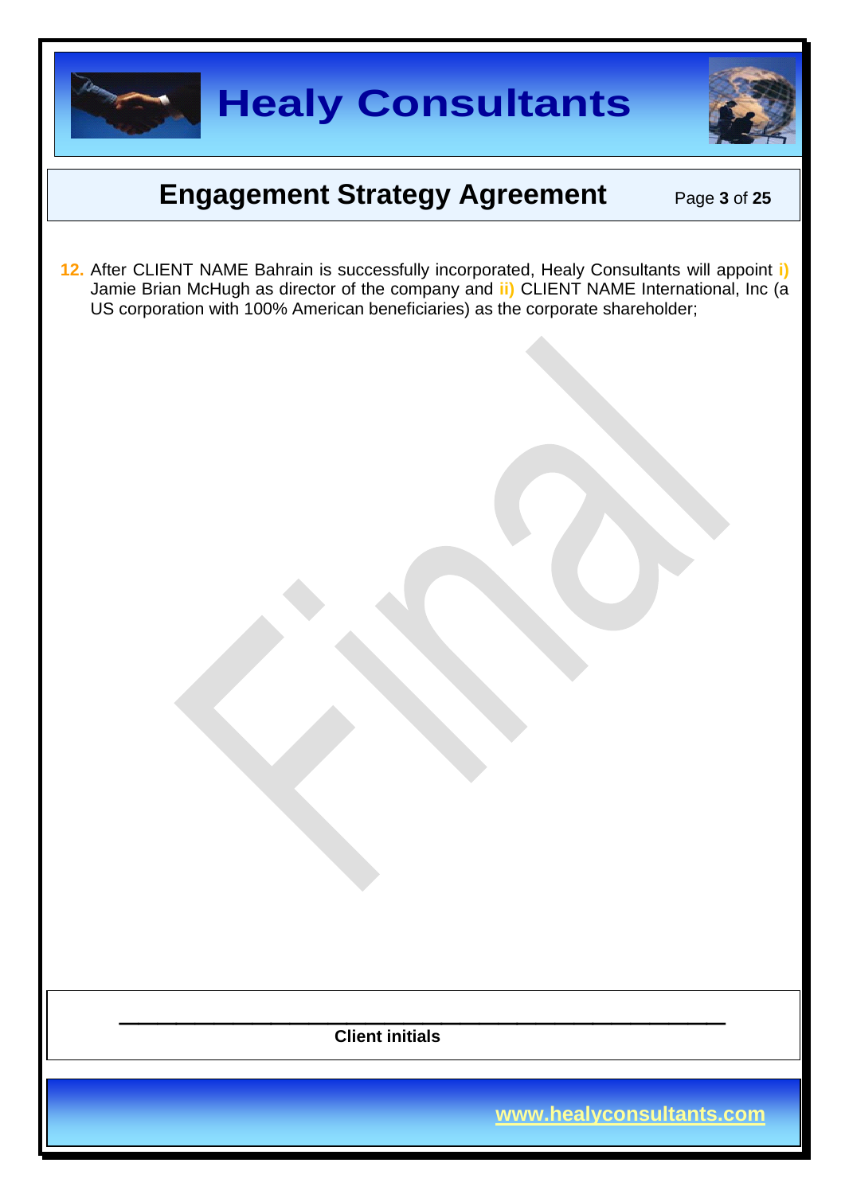12. After CLIENT NAME Bahrain is successfully incorporated, Healy Consultants will appoint **i)** Jamie Brian McHugh as director of the company and **ii)** CLIENT NAME International, Inc (a US corporation with 100% American beneficiaries) as the corporate shareholder;

______________________________________________

**Client initials**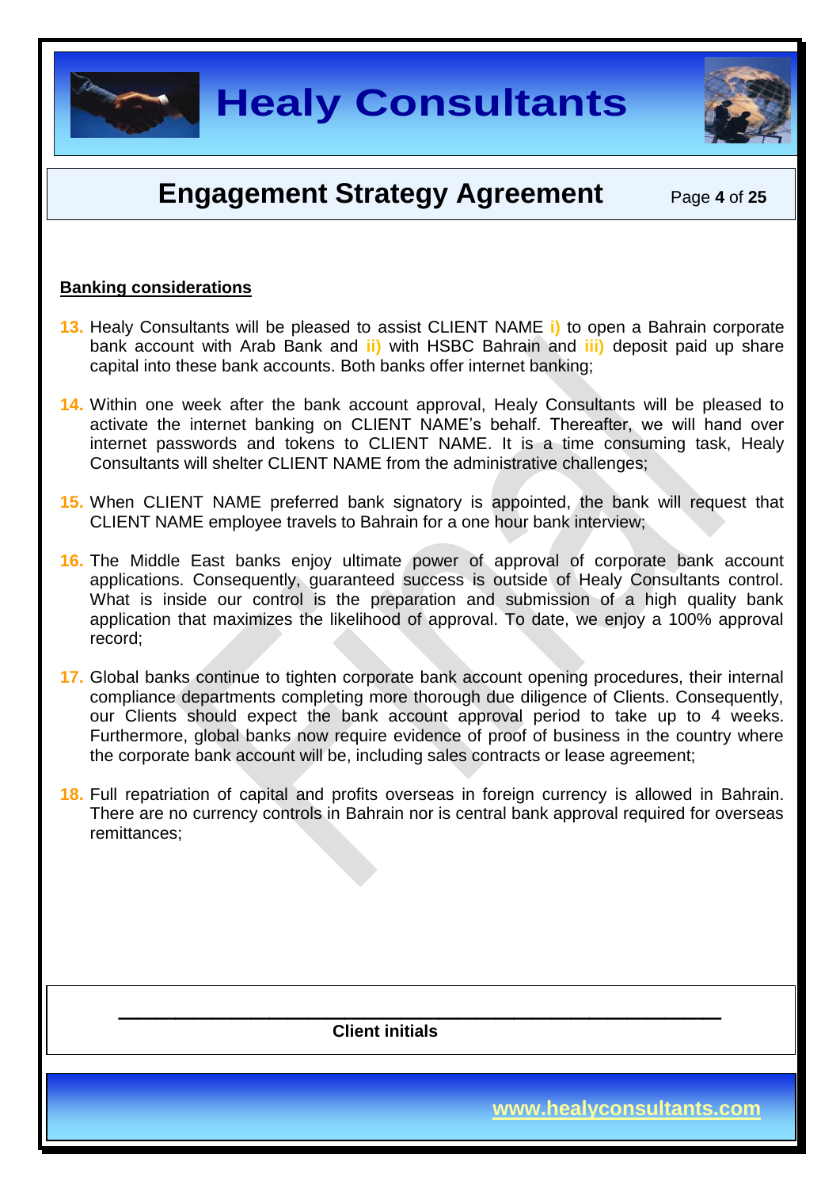**Banking considerations**

13. Healy Consultants will be pleased to assist CLIENT NAME i) to open a Bahrain corporate bank account with Arab Bank and ii) with HSBC Bahrain and iii) deposit paid up share capital into these bank accounts. Both banks offer internet banking;

14. Within one week after the bank account approval, Healy Consultants will be pleased to activate the internet banking on CLIENT NAME's behalf. Thereafter, we will hand over internet passwords and tokens to CLIENT NAME. It is a time consuming task, Healy Consultants will shelter CLIENT NAME from the administrative challenges;

15. When CLIENT NAME preferred bank signatory is appointed, the bank will request that CLIENT NAME employee travels to Bahrain for a one hour bank interview;

16. The Middle East banks enjoy ultimate power of approval of corporate bank account applications. Consequently, guaranteed success is outside of Healy Consultants control. What is inside our control is the preparation and submission of a high quality bank application that maximizes the likelihood of approval. To date, we enjoy a 100% approval record;

17. Global banks continue to tighten corporate bank account opening procedures, their internal compliance departments completing more thorough due diligence of Clients. Consequently, our Clients should expect the bank account approval period to take up to 4 weeks. Furthermore, global banks now require evidence of proof of business in the country where the corporate bank account will be, including sales contracts or lease agreement;

18. Full repatriation of capital and profits overseas in foreign currency is allowed in Bahrain. There are no currency controls in Bahrain nor is central bank approval required for overseas remittances;

\_\_\_\_\_\_\_\_\_\_\_\_\_\_\_\_\_\_\_\_\_\_\_\_\_\_\_\_\_\_\_\_\_\_\_\_\_\_\_\_

**Client initials**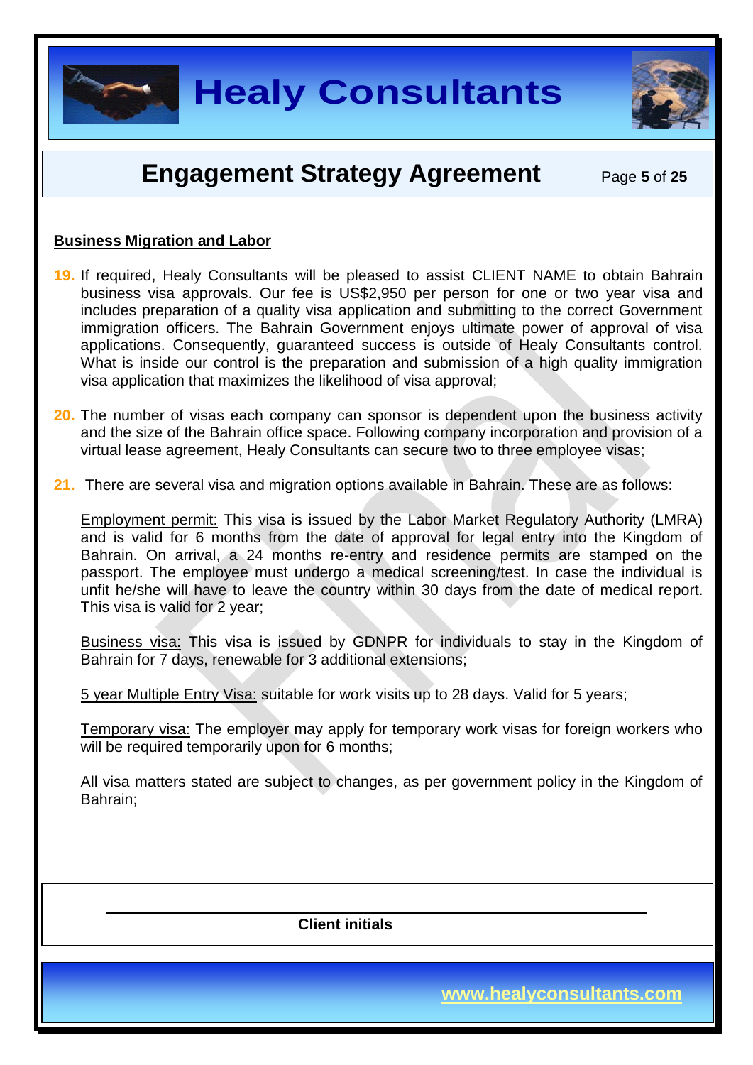**Business Migration and Labor**

19. If required, Healy Consultants will be pleased to assist CLIENT NAME to obtain Bahrain business visa approvals. Our fee is US$2,950 per person for one or two year visa and includes preparation of a quality visa application and submitting to the correct Government immigration officers. The Bahrain Government enjoys ultimate power of approval of visa applications. Consequently, guaranteed success is outside of Healy Consultants control. What is inside our control is the preparation and submission of a high quality immigration visa application that maximizes the likelihood of visa approval;

20. The number of visas each company can sponsor is dependent upon the business activity and the size of the Bahrain office space. Following company incorporation and provision of a virtual lease agreement, Healy Consultants can secure two to three employee visas;

21. There are several visa and migration options available in Bahrain. These are as follows:

Employment permit: This visa is issued by the Labor Market Regulatory Authority (LMRA) and is valid for 6 months from the date of approval for legal entry into the Kingdom of Bahrain. On arrival, a 24 months re-entry and residence permits are stamped on the passport. The employee must undergo a medical screening/test. In case the individual is unfit he/she will have to leave the country within 30 days from the date of medical report. This visa is valid for 2 year;

Business visa: This visa is issued by GDNPR for individuals to stay in the Kingdom of Bahrain for 7 days, renewable for 3 additional extensions;

5 year Multiple Entry Visa: suitable for work visits up to 28 days. Valid for 5 years;

Temporary visa: The employer may apply for temporary work visas for foreign workers who will be required temporarily upon for 6 months;

All visa matters stated are subject to changes, as per government policy in the Kingdom of Bahrain;

\_\_\_\_\_\_\_\_\_\_\_\_\_\_\_\_\_\_\_\_\_\_\_\_\_\_\_\_\_\_\_\_\_\_\_\_\_\_\_\_\_\_\_\_

**Client initials**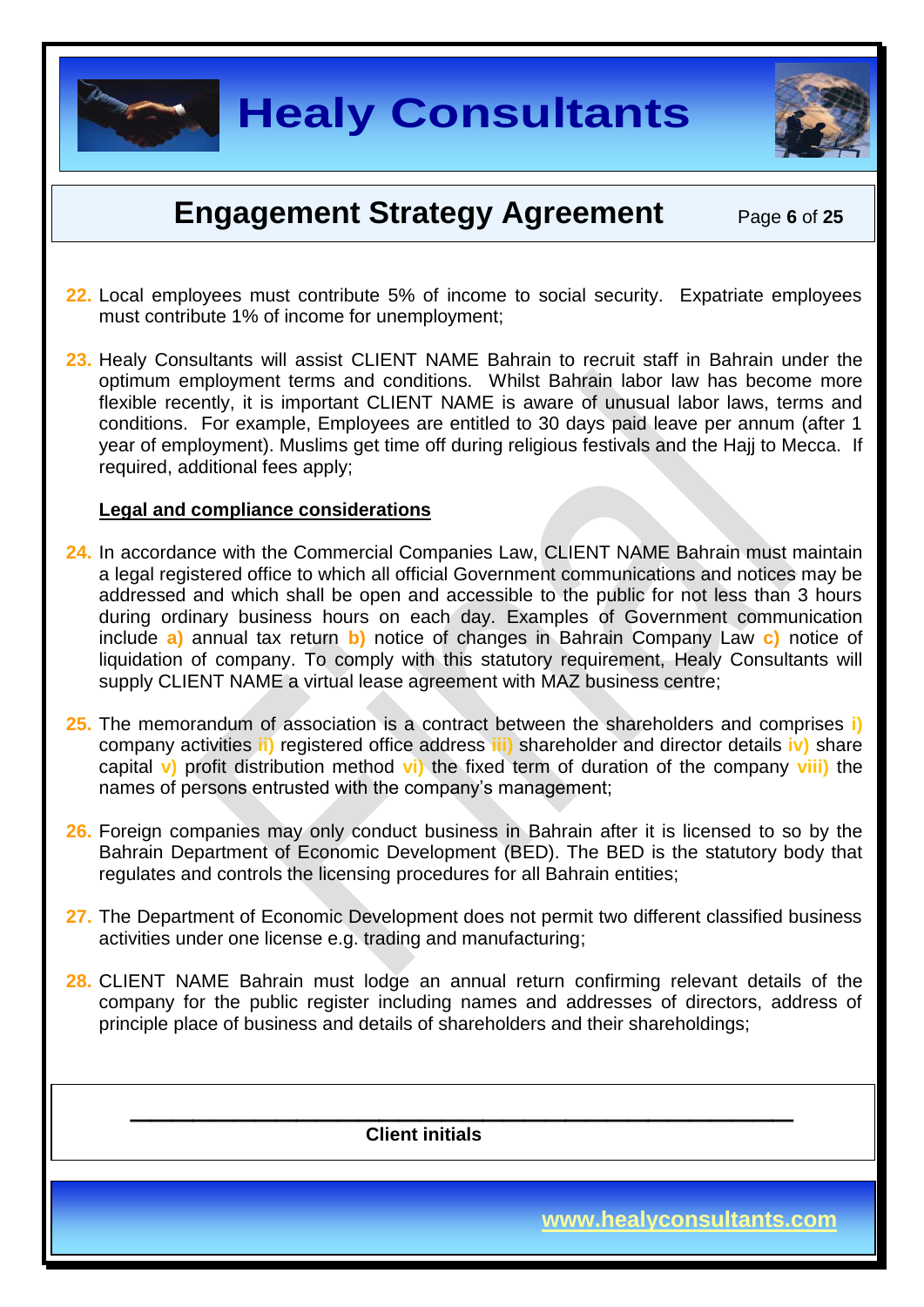22. Local employees must contribute 5% of income to social security. Expatriate employees must contribute 1% of income for unemployment;

23. Healy Consultants will assist CLIENT NAME Bahrain to recruit staff in Bahrain under the optimum employment terms and conditions. Whilst Bahrain labor law has become more flexible recently, it is important CLIENT NAME is aware of unusual labor laws, terms and conditions. For example, Employees are entitled to 30 days paid leave per annum (after 1 year of employment). Muslims get time off during religious festivals and the Hajj to Mecca. If required, additional fees apply;

**Legal and compliance considerations**

24. In accordance with the Commercial Companies Law, CLIENT NAME Bahrain must maintain a legal registered office to which all official Government communications and notices may be addressed and which shall be open and accessible to the public for not less than 3 hours during ordinary business hours on each day. Examples of Government communication include **a)** annual tax return **b)** notice of changes in Bahrain Company Law **c)** notice of liquidation of company. To comply with this statutory requirement, Healy Consultants will supply CLIENT NAME a virtual lease agreement with MAZ business centre;

25. The memorandum of association is a contract between the shareholders and comprises **i)** company activities **ii)** registered office address **iii)** shareholder and director details **iv)** share capital **v)** profit distribution method **vi)** the fixed term of duration of the company **viii)** the names of persons entrusted with the company's management;

26. Foreign companies may only conduct business in Bahrain after it is licensed to so by the Bahrain Department of Economic Development (BED). The BED is the statutory body that regulates and controls the licensing procedures for all Bahrain entities;

27. The Department of Economic Development does not permit two different classified business activities under one license e.g. trading and manufacturing;

28. CLIENT NAME Bahrain must lodge an annual return confirming relevant details of the company for the public register including names and addresses of directors, address of principle place of business and details of shareholders and their shareholdings;

\_\_\_\_\_\_\_\_\_\_\_\_\_\_\_\_\_\_\_\_\_\_\_\_\_\_\_\_\_\_\_\_\_\_\_\_\_\_\_\_\_\_\_\_

**Client initials**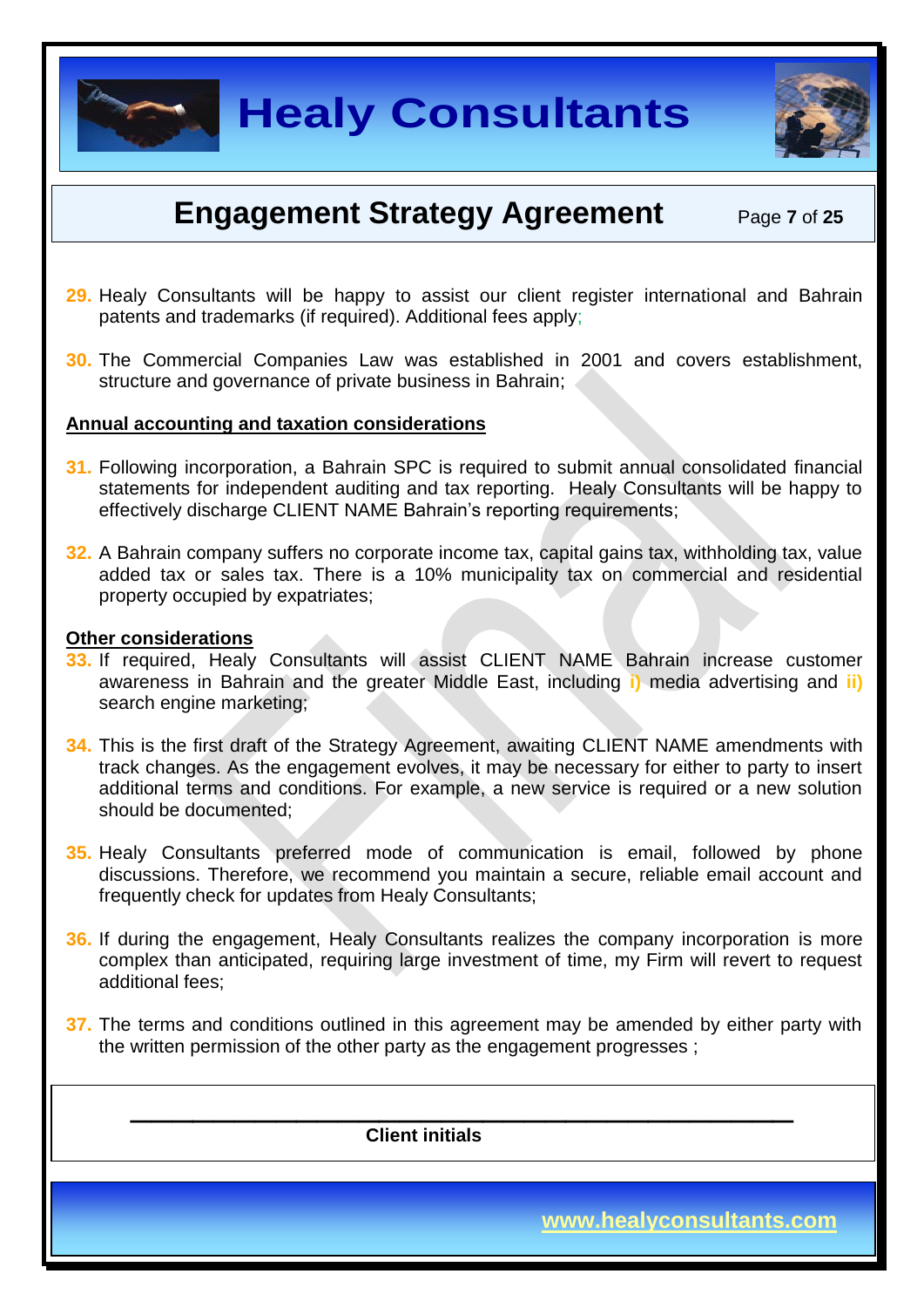29. Healy Consultants will be happy to assist our client register international and Bahrain patents and trademarks (if required). Additional fees apply;

30. The Commercial Companies Law was established in 2001 and covers establishment, structure and governance of private business in Bahrain;

**Annual accounting and taxation considerations**

31. Following incorporation, a Bahrain SPC is required to submit annual consolidated financial statements for independent auditing and tax reporting. Healy Consultants will be happy to effectively discharge CLIENT NAME Bahrain's reporting requirements;

32. A Bahrain company suffers no corporate income tax, capital gains tax, withholding tax, value added tax or sales tax. There is a 10% municipality tax on commercial and residential property occupied by expatriates;

**Other considerations**

33. If required, Healy Consultants will assist CLIENT NAME Bahrain increase customer awareness in Bahrain and the greater Middle East, including **i)** media advertising and **ii)** search engine marketing;

34. This is the first draft of the Strategy Agreement, awaiting CLIENT NAME amendments with track changes. As the engagement evolves, it may be necessary for either to party to insert additional terms and conditions. For example, a new service is required or a new solution should be documented;

35. Healy Consultants preferred mode of communication is email, followed by phone discussions. Therefore, we recommend you maintain a secure, reliable email account and frequently check for updates from Healy Consultants;

36. If during the engagement, Healy Consultants realizes the company incorporation is more complex than anticipated, requiring large investment of time, my Firm will revert to request additional fees;

37. The terms and conditions outlined in this agreement may be amended by either party with the written permission of the other party as the engagement progresses ;

______________________________________

**Client initials**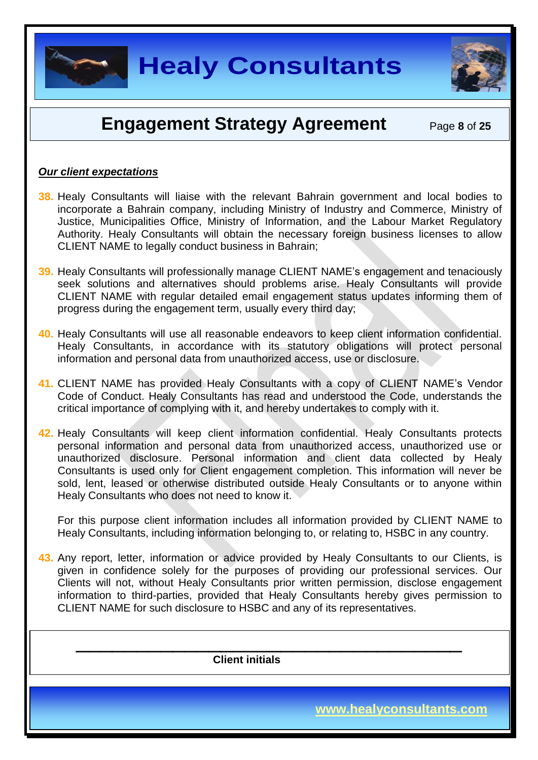***Our client expectations***

38. Healy Consultants will liaise with the relevant Bahrain government and local bodies to incorporate a Bahrain company, including Ministry of Industry and Commerce, Ministry of Justice, Municipalities Office, Ministry of Information, and the Labour Market Regulatory Authority. Healy Consultants will obtain the necessary foreign business licenses to allow CLIENT NAME to legally conduct business in Bahrain;

39. Healy Consultants will professionally manage CLIENT NAME's engagement and tenaciously seek solutions and alternatives should problems arise. Healy Consultants will provide CLIENT NAME with regular detailed email engagement status updates informing them of progress during the engagement term, usually every third day;

40. Healy Consultants will use all reasonable endeavors to keep client information confidential. Healy Consultants, in accordance with its statutory obligations will protect personal information and personal data from unauthorized access, use or disclosure.

41. CLIENT NAME has provided Healy Consultants with a copy of CLIENT NAME's Vendor Code of Conduct. Healy Consultants has read and understood the Code, understands the critical importance of complying with it, and hereby undertakes to comply with it.

42. Healy Consultants will keep client information confidential. Healy Consultants protects personal information and personal data from unauthorized access, unauthorized use or unauthorized disclosure. Personal information and client data collected by Healy Consultants is used only for Client engagement completion. This information will never be sold, lent, leased or otherwise distributed outside Healy Consultants or to anyone within Healy Consultants who does not need to know it.

    For this purpose client information includes all information provided by CLIENT NAME to Healy Consultants, including information belonging to, or relating to, HSBC in any country.

43. Any report, letter, information or advice provided by Healy Consultants to our Clients, is given in confidence solely for the purposes of providing our professional services. Our Clients will not, without Healy Consultants prior written permission, disclose engagement information to third-parties, provided that Healy Consultants hereby gives permission to CLIENT NAME for such disclosure to HSBC and any of its representatives.

\_\_\_\_\_\_\_\_\_\_\_\_\_\_\_\_\_\_\_\_\_\_\_\_\_\_\_\_\_\_\_\_\_\_\_\_\_\_\_\_

**Client initials**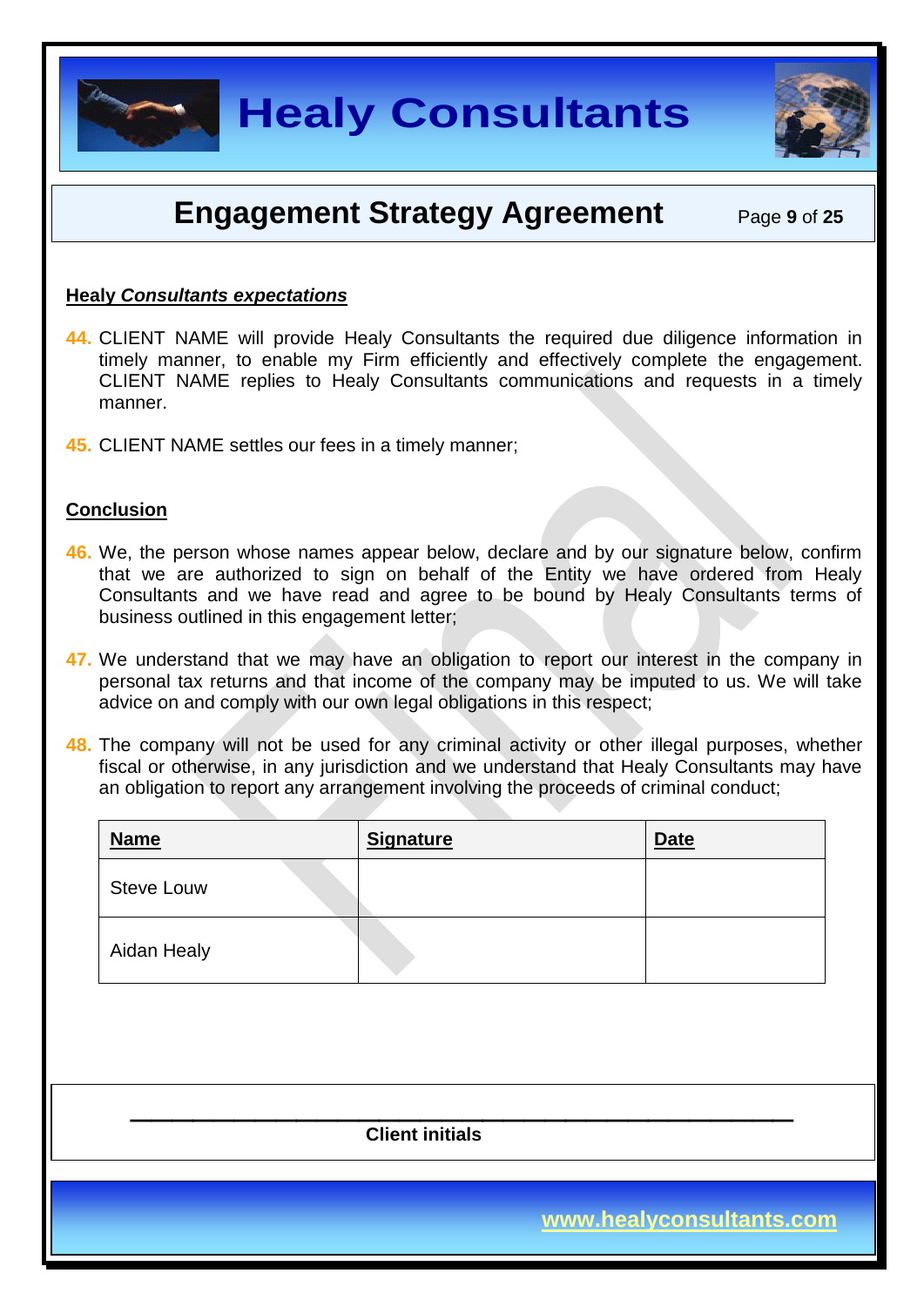**Healy *Consultants expectations***

44. CLIENT NAME will provide Healy Consultants the required due diligence information in timely manner, to enable my Firm efficiently and effectively complete the engagement. CLIENT NAME replies to Healy Consultants communications and requests in a timely manner.

45. CLIENT NAME settles our fees in a timely manner;

**Conclusion**

46. We, the person whose names appear below, declare and by our signature below, confirm that we are authorized to sign on behalf of the Entity we have ordered from Healy Consultants and we have read and agree to be bound by Healy Consultants terms of business outlined in this engagement letter;

47. We understand that we may have an obligation to report our interest in the company in personal tax returns and that income of the company may be imputed to us. We will take advice on and comply with our own legal obligations in this respect;

48. The company will not be used for any criminal activity or other illegal purposes, whether fiscal or otherwise, in any jurisdiction and we understand that Healy Consultants may have an obligation to report any arrangement involving the proceeds of criminal conduct;

| Name | Signature | Date |
|---|---|---|
| Steve Louw | | |
| Aidan Healy | | |

______________________________________

**Client initials**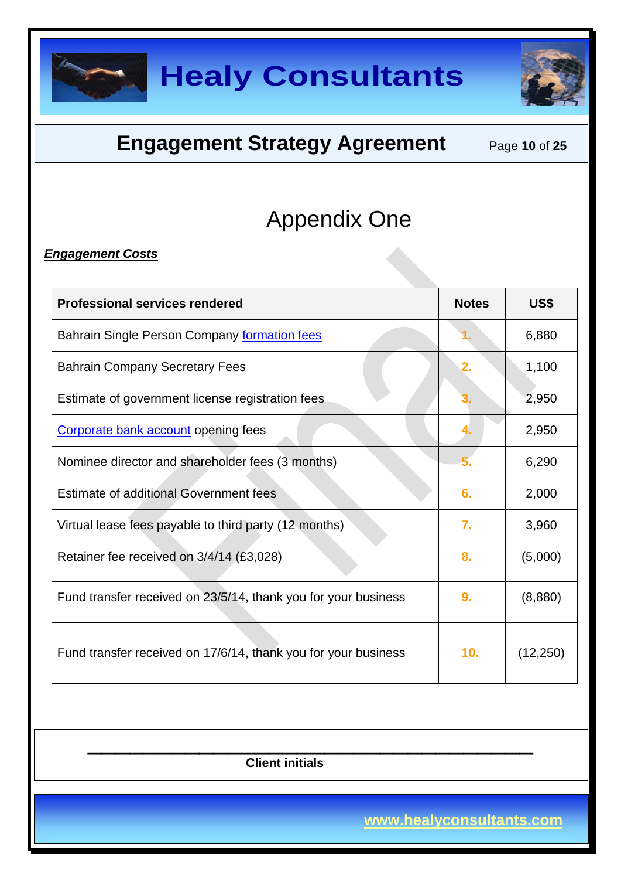# Appendix One

***Engagement Costs***

| Professional services rendered | Notes | US$ |
|---|---|---|
| Bahrain Single Person Company formation fees | 1. | 6,880 |
| Bahrain Company Secretary Fees | 2. | 1,100 |
| Estimate of government license registration fees | 3. | 2,950 |
| Corporate bank account opening fees | 4. | 2,950 |
| Nominee director and shareholder fees (3 months) | 5. | 6,290 |
| Estimate of additional Government fees | 6. | 2,000 |
| Virtual lease fees payable to third party (12 months) | 7. | 3,960 |
| Retainer fee received on 3/4/14 (£3,028) | 8. | (5,000) |
| Fund transfer received on 23/5/14, thank you for your business | 9. | (8,880) |
| Fund transfer received on 17/6/14, thank you for your business | 10. | (12,250) |

______________________________________________

**Client initials**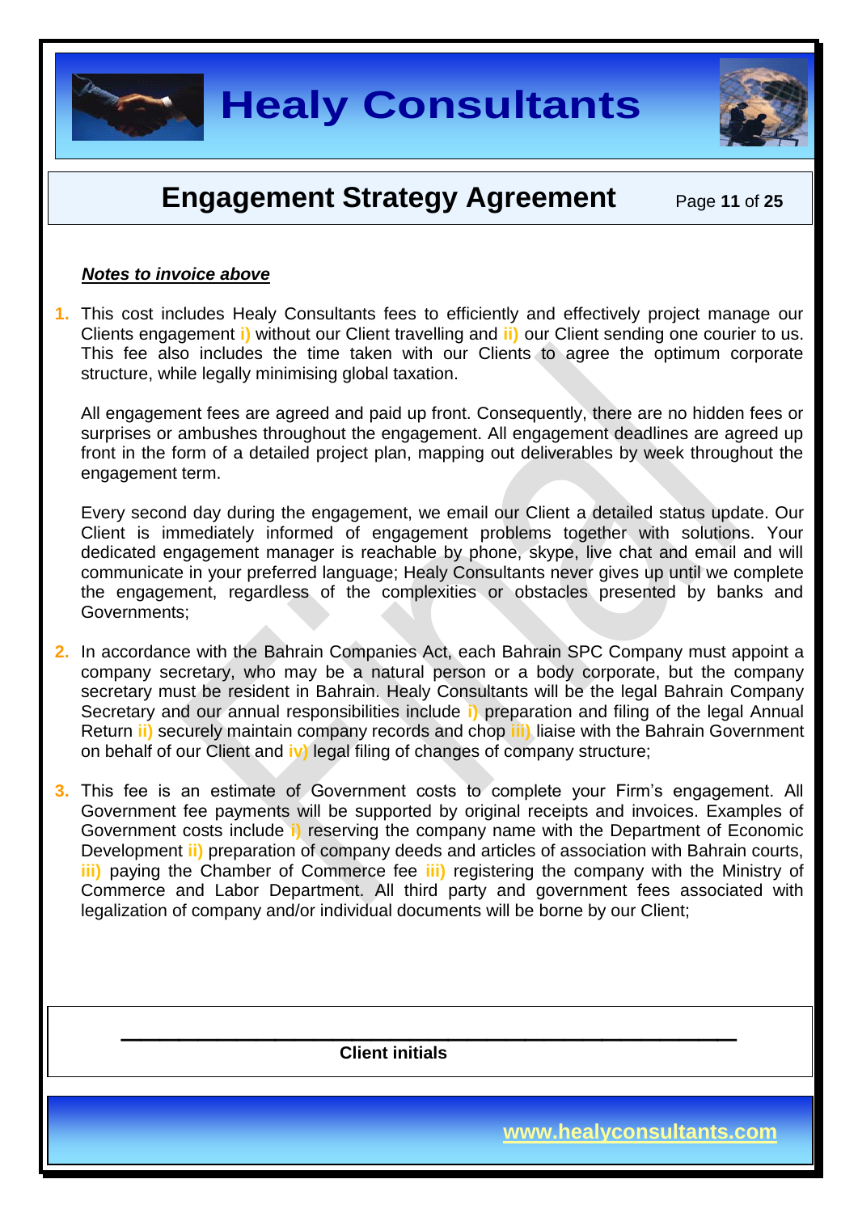***Notes to invoice above***

1. This cost includes Healy Consultants fees to efficiently and effectively project manage our Clients engagement i) without our Client travelling and ii) our Client sending one courier to us. This fee also includes the time taken with our Clients to agree the optimum corporate structure, while legally minimising global taxation.

   All engagement fees are agreed and paid up front. Consequently, there are no hidden fees or surprises or ambushes throughout the engagement. All engagement deadlines are agreed up front in the form of a detailed project plan, mapping out deliverables by week throughout the engagement term.

   Every second day during the engagement, we email our Client a detailed status update. Our Client is immediately informed of engagement problems together with solutions. Your dedicated engagement manager is reachable by phone, skype, live chat and email and will communicate in your preferred language; Healy Consultants never gives up until we complete the engagement, regardless of the complexities or obstacles presented by banks and Governments;

2. In accordance with the Bahrain Companies Act, each Bahrain SPC Company must appoint a company secretary, who may be a natural person or a body corporate, but the company secretary must be resident in Bahrain. Healy Consultants will be the legal Bahrain Company Secretary and our annual responsibilities include i) preparation and filing of the legal Annual Return ii) securely maintain company records and chop iii) liaise with the Bahrain Government on behalf of our Client and iv) legal filing of changes of company structure;

3. This fee is an estimate of Government costs to complete your Firm's engagement. All Government fee payments will be supported by original receipts and invoices. Examples of Government costs include i) reserving the company name with the Department of Economic Development ii) preparation of company deeds and articles of association with Bahrain courts, iii) paying the Chamber of Commerce fee iii) registering the company with the Ministry of Commerce and Labor Department. All third party and government fees associated with legalization of company and/or individual documents will be borne by our Client;

\_\_\_\_\_\_\_\_\_\_\_\_\_\_\_\_\_\_\_\_\_\_\_\_\_\_\_\_\_\_\_\_\_\_\_\_\_\_\_\_\_\_\_\_

**Client initials**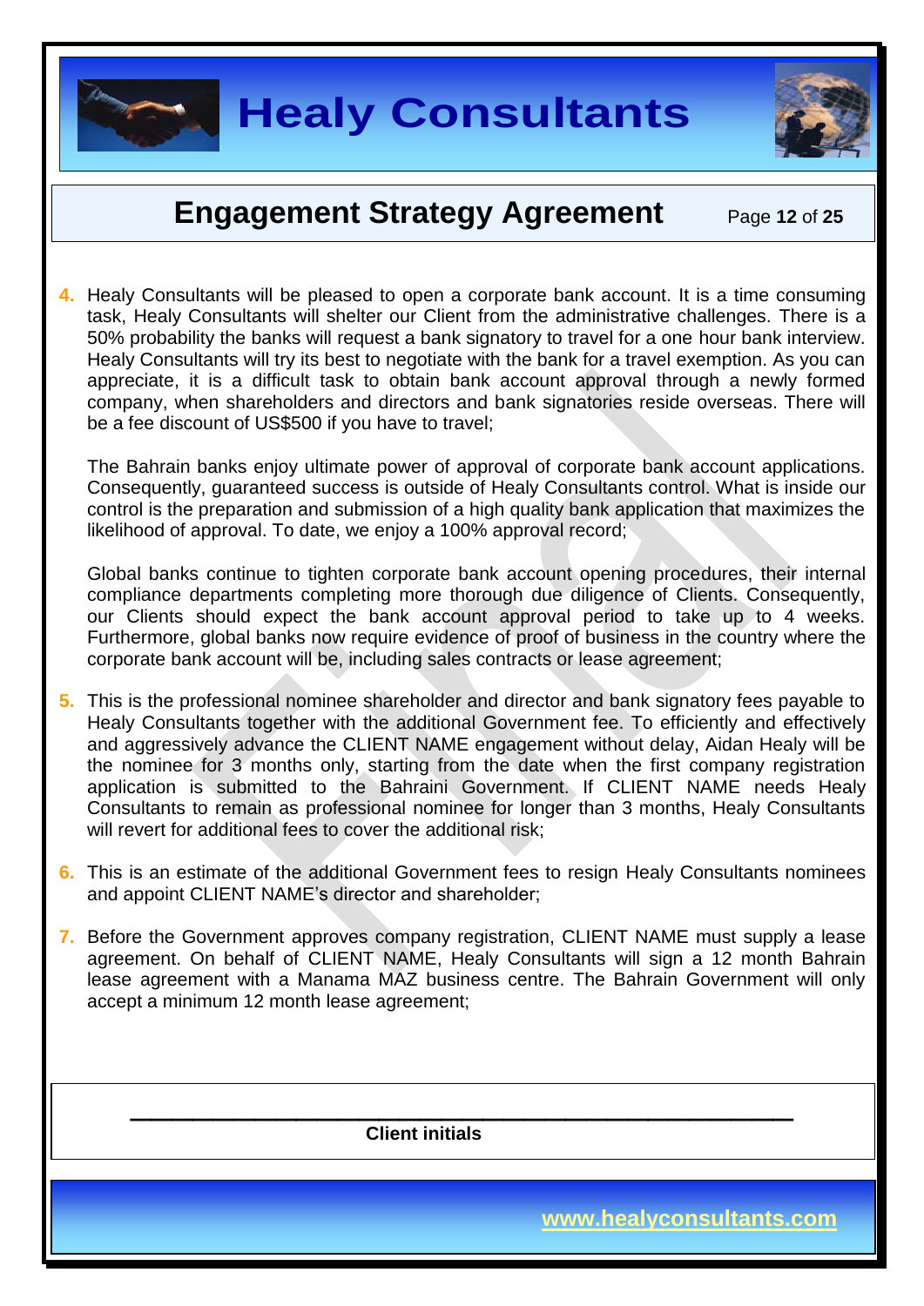4. Healy Consultants will be pleased to open a corporate bank account. It is a time consuming task, Healy Consultants will shelter our Client from the administrative challenges. There is a 50% probability the banks will request a bank signatory to travel for a one hour bank interview. Healy Consultants will try its best to negotiate with the bank for a travel exemption. As you can appreciate, it is a difficult task to obtain bank account approval through a newly formed company, when shareholders and directors and bank signatories reside overseas. There will be a fee discount of US$500 if you have to travel;

   The Bahrain banks enjoy ultimate power of approval of corporate bank account applications. Consequently, guaranteed success is outside of Healy Consultants control. What is inside our control is the preparation and submission of a high quality bank application that maximizes the likelihood of approval. To date, we enjoy a 100% approval record;

   Global banks continue to tighten corporate bank account opening procedures, their internal compliance departments completing more thorough due diligence of Clients. Consequently, our Clients should expect the bank account approval period to take up to 4 weeks. Furthermore, global banks now require evidence of proof of business in the country where the corporate bank account will be, including sales contracts or lease agreement;

5. This is the professional nominee shareholder and director and bank signatory fees payable to Healy Consultants together with the additional Government fee. To efficiently and effectively and aggressively advance the CLIENT NAME engagement without delay, Aidan Healy will be the nominee for 3 months only, starting from the date when the first company registration application is submitted to the Bahraini Government. If CLIENT NAME needs Healy Consultants to remain as professional nominee for longer than 3 months, Healy Consultants will revert for additional fees to cover the additional risk;

6. This is an estimate of the additional Government fees to resign Healy Consultants nominees and appoint CLIENT NAME's director and shareholder;

7. Before the Government approves company registration, CLIENT NAME must supply a lease agreement. On behalf of CLIENT NAME, Healy Consultants will sign a 12 month Bahrain lease agreement with a Manama MAZ business centre. The Bahrain Government will only accept a minimum 12 month lease agreement;

______________________________

**Client initials**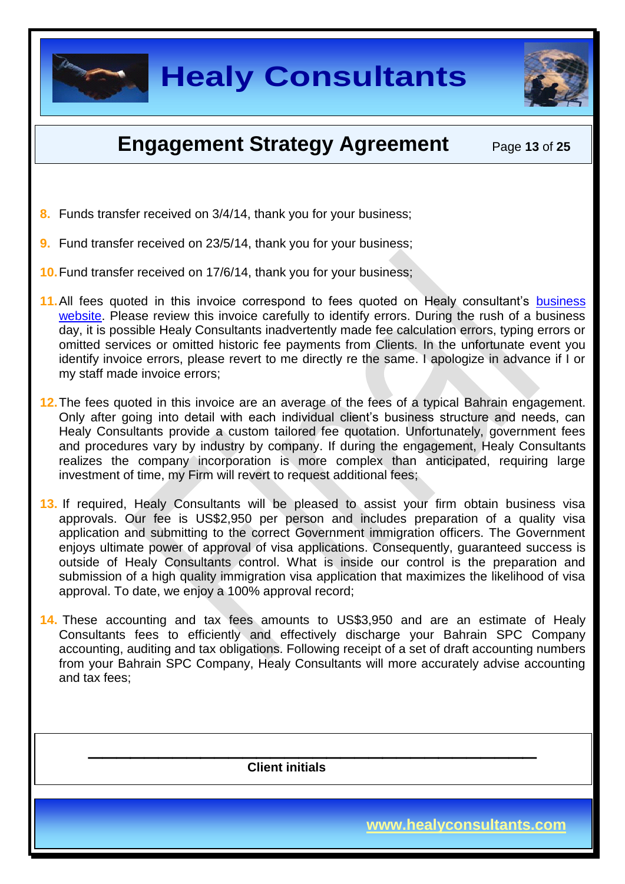8. Funds transfer received on 3/4/14, thank you for your business;

9. Fund transfer received on 23/5/14, thank you for your business;

10. Fund transfer received on 17/6/14, thank you for your business;

11. All fees quoted in this invoice correspond to fees quoted on Healy consultant's [business website](). Please review this invoice carefully to identify errors. During the rush of a business day, it is possible Healy Consultants inadvertently made fee calculation errors, typing errors or omitted services or omitted historic fee payments from Clients. In the unfortunate event you identify invoice errors, please revert to me directly re the same. I apologize in advance if I or my staff made invoice errors;

12. The fees quoted in this invoice are an average of the fees of a typical Bahrain engagement. Only after going into detail with each individual client's business structure and needs, can Healy Consultants provide a custom tailored fee quotation. Unfortunately, government fees and procedures vary by industry by company. If during the engagement, Healy Consultants realizes the company incorporation is more complex than anticipated, requiring large investment of time, my Firm will revert to request additional fees;

13. If required, Healy Consultants will be pleased to assist your firm obtain business visa approvals. Our fee is US$2,950 per person and includes preparation of a quality visa application and submitting to the correct Government immigration officers. The Government enjoys ultimate power of approval of visa applications. Consequently, guaranteed success is outside of Healy Consultants control. What is inside our control is the preparation and submission of a high quality immigration visa application that maximizes the likelihood of visa approval. To date, we enjoy a 100% approval record;

14. These accounting and tax fees amounts to US$3,950 and are an estimate of Healy Consultants fees to efficiently and effectively discharge your Bahrain SPC Company accounting, auditing and tax obligations. Following receipt of a set of draft accounting numbers from your Bahrain SPC Company, Healy Consultants will more accurately advise accounting and tax fees;

\_\_\_\_\_\_\_\_\_\_\_\_\_\_\_\_\_\_\_\_\_\_\_\_\_\_\_\_\_\_\_\_\_\_\_\_\_\_\_\_

**Client initials**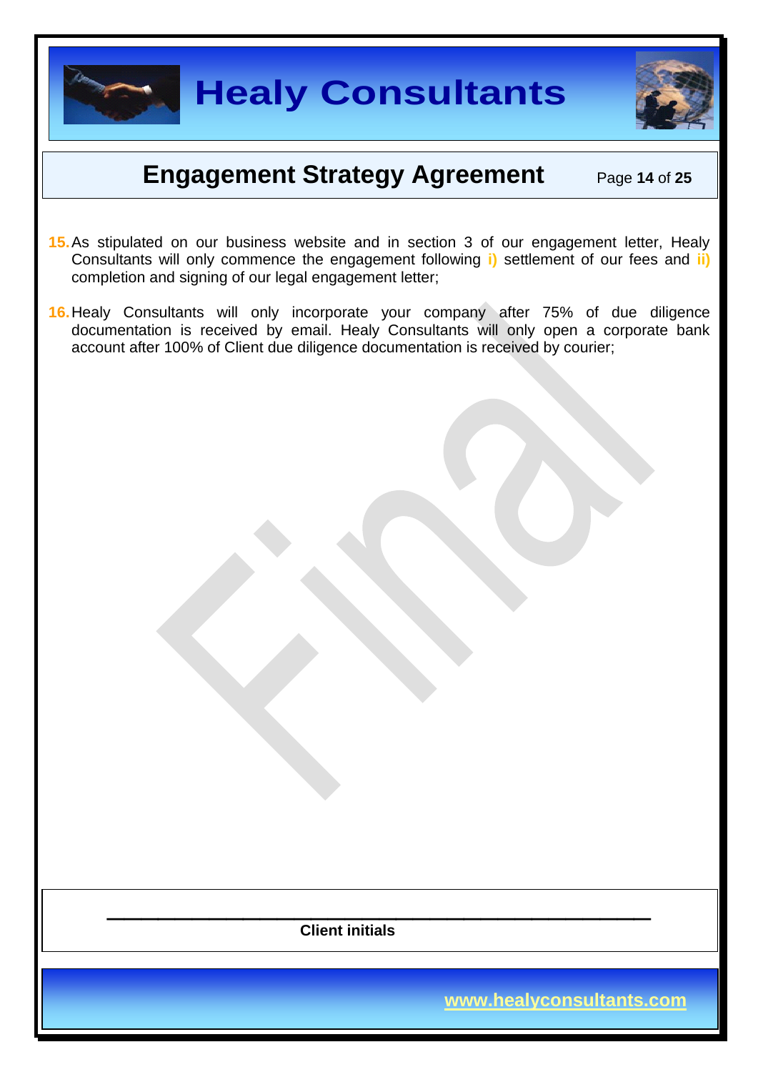15. As stipulated on our business website and in section 3 of our engagement letter, Healy Consultants will only commence the engagement following **i)** settlement of our fees and **ii)** completion and signing of our legal engagement letter;

16. Healy Consultants will only incorporate your company after 75% of due diligence documentation is received by email. Healy Consultants will only open a corporate bank account after 100% of Client due diligence documentation is received by courier;

\_\_\_\_\_\_\_\_\_\_\_\_\_\_\_\_\_\_\_\_\_\_\_\_\_\_\_\_\_\_\_\_\_\_\_\_\_\_\_\_\_\_

**Client initials**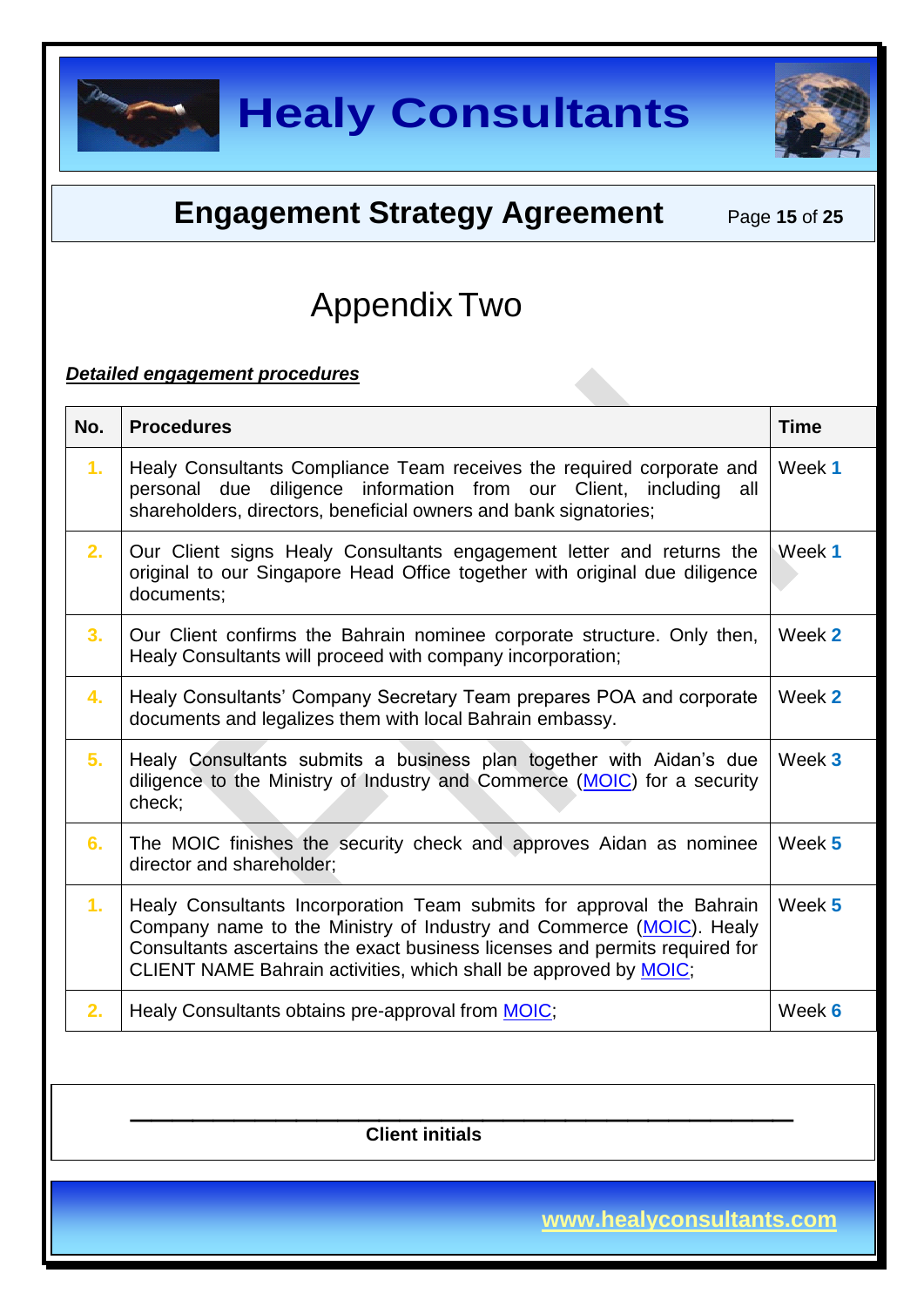# Appendix Two

***Detailed engagement procedures***

| No. | Procedures | Time |
|---|---|---|
| 1. | Healy Consultants Compliance Team receives the required corporate and personal due diligence information from our Client, including all shareholders, directors, beneficial owners and bank signatories; | Week 1 |
| 2. | Our Client signs Healy Consultants engagement letter and returns the original to our Singapore Head Office together with original due diligence documents; | Week 1 |
| 3. | Our Client confirms the Bahrain nominee corporate structure. Only then, Healy Consultants will proceed with company incorporation; | Week 2 |
| 4. | Healy Consultants' Company Secretary Team prepares POA and corporate documents and legalizes them with local Bahrain embassy. | Week 2 |
| 5. | Healy Consultants submits a business plan together with Aidan's due diligence to the Ministry of Industry and Commerce (MOIC) for a security check; | Week 3 |
| 6. | The MOIC finishes the security check and approves Aidan as nominee director and shareholder; | Week 5 |
| 1. | Healy Consultants Incorporation Team submits for approval the Bahrain Company name to the Ministry of Industry and Commerce (MOIC). Healy Consultants ascertains the exact business licenses and permits required for CLIENT NAME Bahrain activities, which shall be approved by MOIC; | Week 5 |
| 2. | Healy Consultants obtains pre-approval from MOIC; | Week 6 |

______________________________________

**Client initials**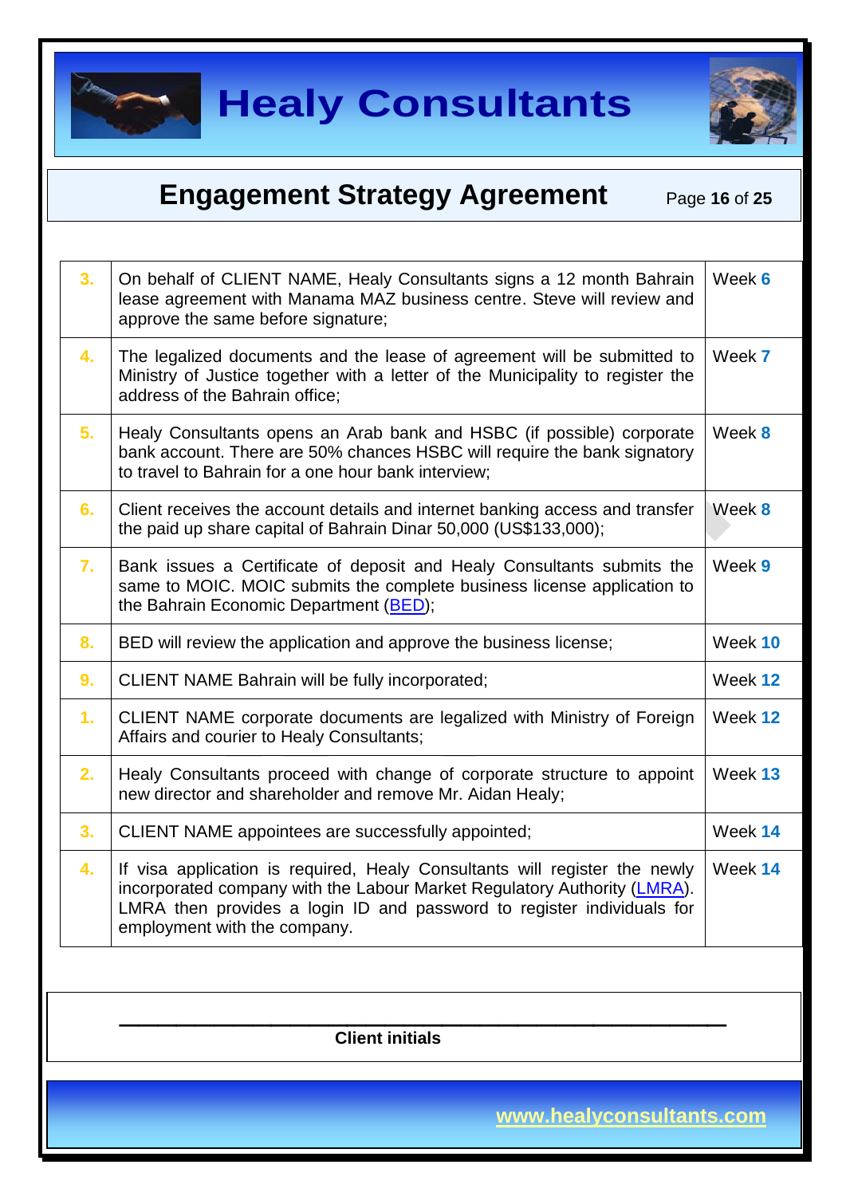| | | |
|---|---|---|
| 3. | On behalf of CLIENT NAME, Healy Consultants signs a 12 month Bahrain lease agreement with Manama MAZ business centre. Steve will review and approve the same before signature; | Week **6** |
| 4. | The legalized documents and the lease of agreement will be submitted to Ministry of Justice together with a letter of the Municipality to register the address of the Bahrain office; | Week **7** |
| 5. | Healy Consultants opens an Arab bank and HSBC (if possible) corporate bank account. There are 50% chances HSBC will require the bank signatory to travel to Bahrain for a one hour bank interview; | Week **8** |
| 6. | Client receives the account details and internet banking access and transfer the paid up share capital of Bahrain Dinar 50,000 (US$133,000); | Week **8** |
| 7. | Bank issues a Certificate of deposit and Healy Consultants submits the same to MOIC. MOIC submits the complete business license application to the Bahrain Economic Department (BED); | Week **9** |
| 8. | BED will review the application and approve the business license; | Week **10** |
| 9. | CLIENT NAME Bahrain will be fully incorporated; | Week **12** |
| 1. | CLIENT NAME corporate documents are legalized with Ministry of Foreign Affairs and courier to Healy Consultants; | Week **12** |
| 2. | Healy Consultants proceed with change of corporate structure to appoint new director and shareholder and remove Mr. Aidan Healy; | Week **13** |
| 3. | CLIENT NAME appointees are successfully appointed; | Week **14** |
| 4. | If visa application is required, Healy Consultants will register the newly incorporated company with the Labour Market Regulatory Authority (LMRA). LMRA then provides a login ID and password to register individuals for employment with the company. | Week **14** |

_______________________________________________

**Client initials**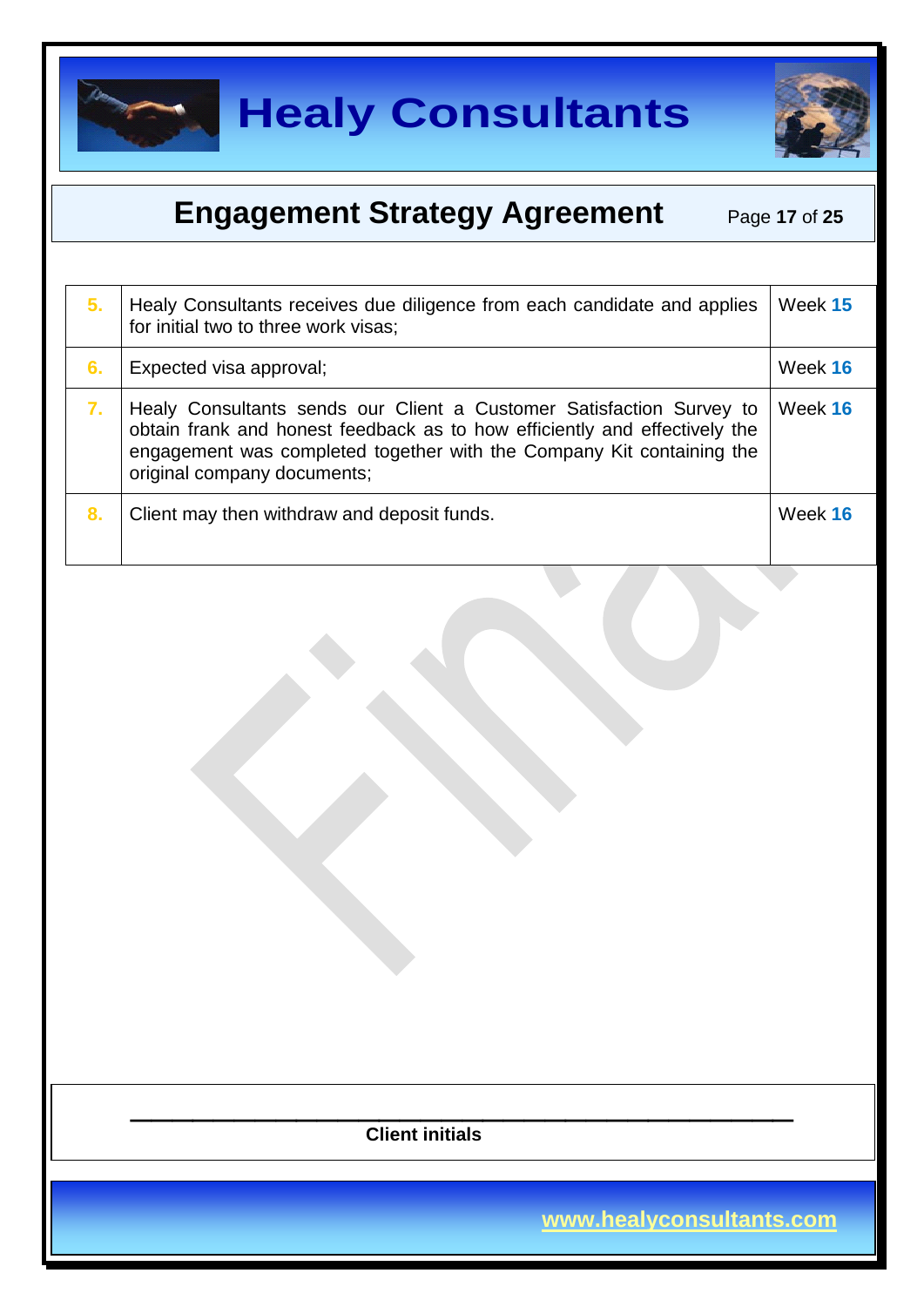| | | |
|---|---|---|
| 5. | Healy Consultants receives due diligence from each candidate and applies for initial two to three work visas; | Week 15 |
| 6. | Expected visa approval; | Week 16 |
| 7. | Healy Consultants sends our Client a Customer Satisfaction Survey to obtain frank and honest feedback as to how efficiently and effectively the engagement was completed together with the Company Kit containing the original company documents; | Week 16 |
| 8. | Client may then withdraw and deposit funds. | Week 16 |

_______________________________________________

**Client initials**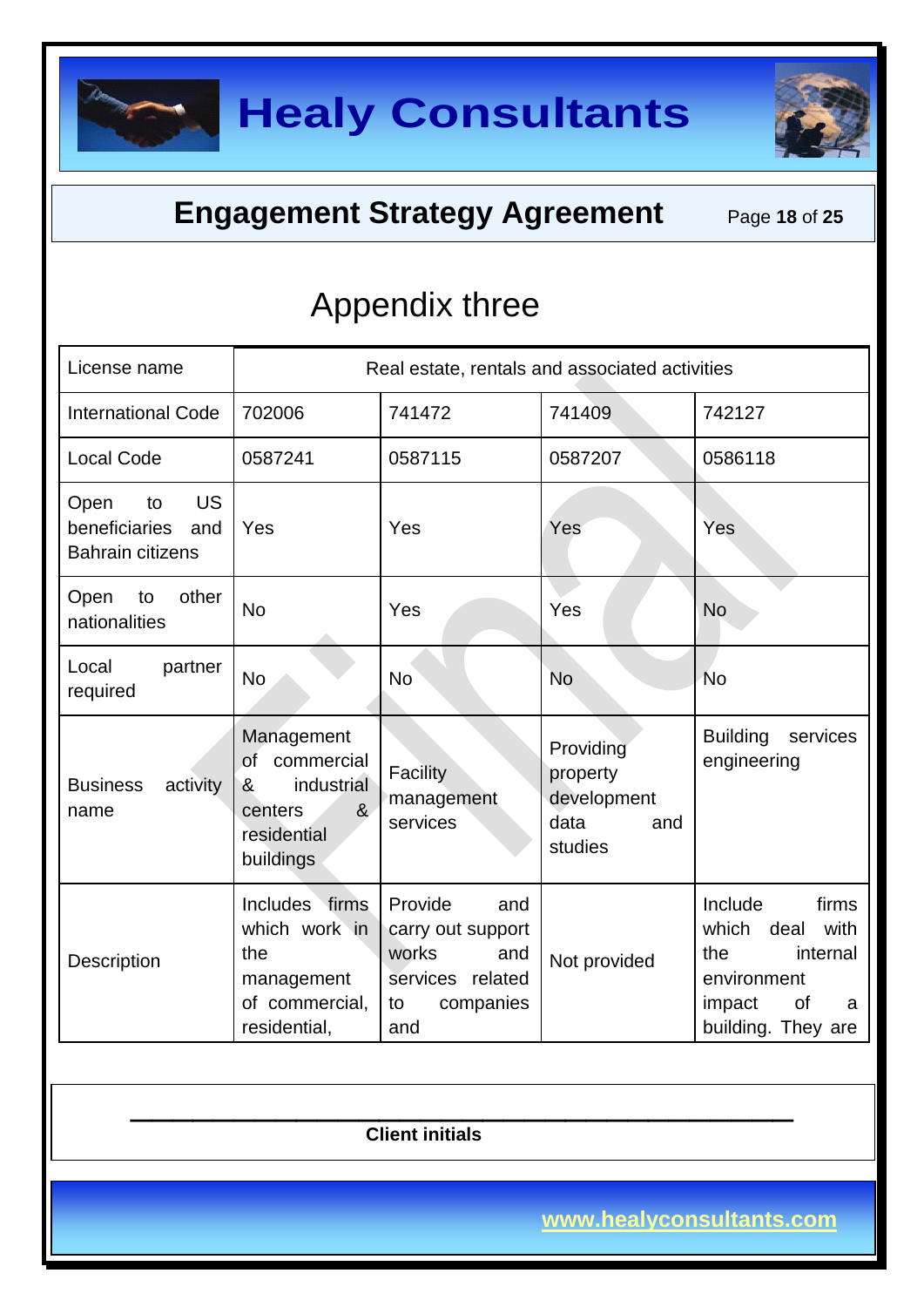# Appendix three

| License name | Real estate, rentals and associated activities | | | |
|---|---|---|---|---|
| International Code | 702006 | 741472 | 741409 | 742127 |
| Local Code | 0587241 | 0587115 | 0587207 | 0586118 |
| Open to US beneficiaries and Bahrain citizens | Yes | Yes | Yes | Yes |
| Open to other nationalities | No | Yes | Yes | No |
| Local partner required | No | No | No | No |
| Business activity name | Management of commercial & industrial centers & residential buildings | Facility management services | Providing property development data and studies | Building services engineering |
| Description | Includes firms which work in the management of commercial, residential, | Provide and carry out support works and services related to companies and | Not provided | Include firms which deal with the internal environment impact of a building. They are |

Client initials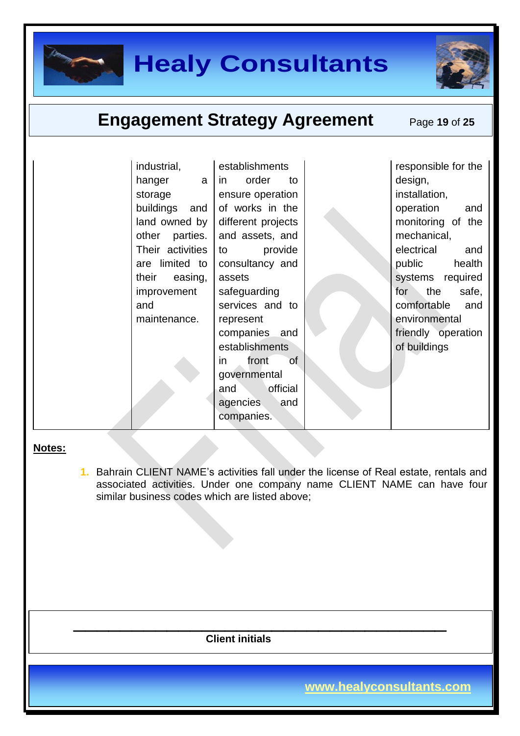| | | | | |
|---|---|---|---|---|
| | industrial, hanger a storage buildings and land owned by other parties. Their activities are limited to their easing, improvement and maintenance. | establishments in order to ensure operation of works in the different projects and assets, and to provide consultancy and assets safeguarding services and to represent companies and establishments in front of governmental and official agencies and companies. | | responsible for the design, installation, operation and monitoring of the mechanical, electrical and public health systems required for the safe, comfortable and environmental friendly operation of buildings |

**Notes:**

1. Bahrain CLIENT NAME's activities fall under the license of Real estate, rentals and associated activities. Under one company name CLIENT NAME can have four similar business codes which are listed above;

\_\_\_\_\_\_\_\_\_\_\_\_\_\_\_\_\_\_\_\_\_\_\_\_\_\_\_\_\_\_\_\_\_\_\_\_\_\_\_\_\_\_

**Client initials**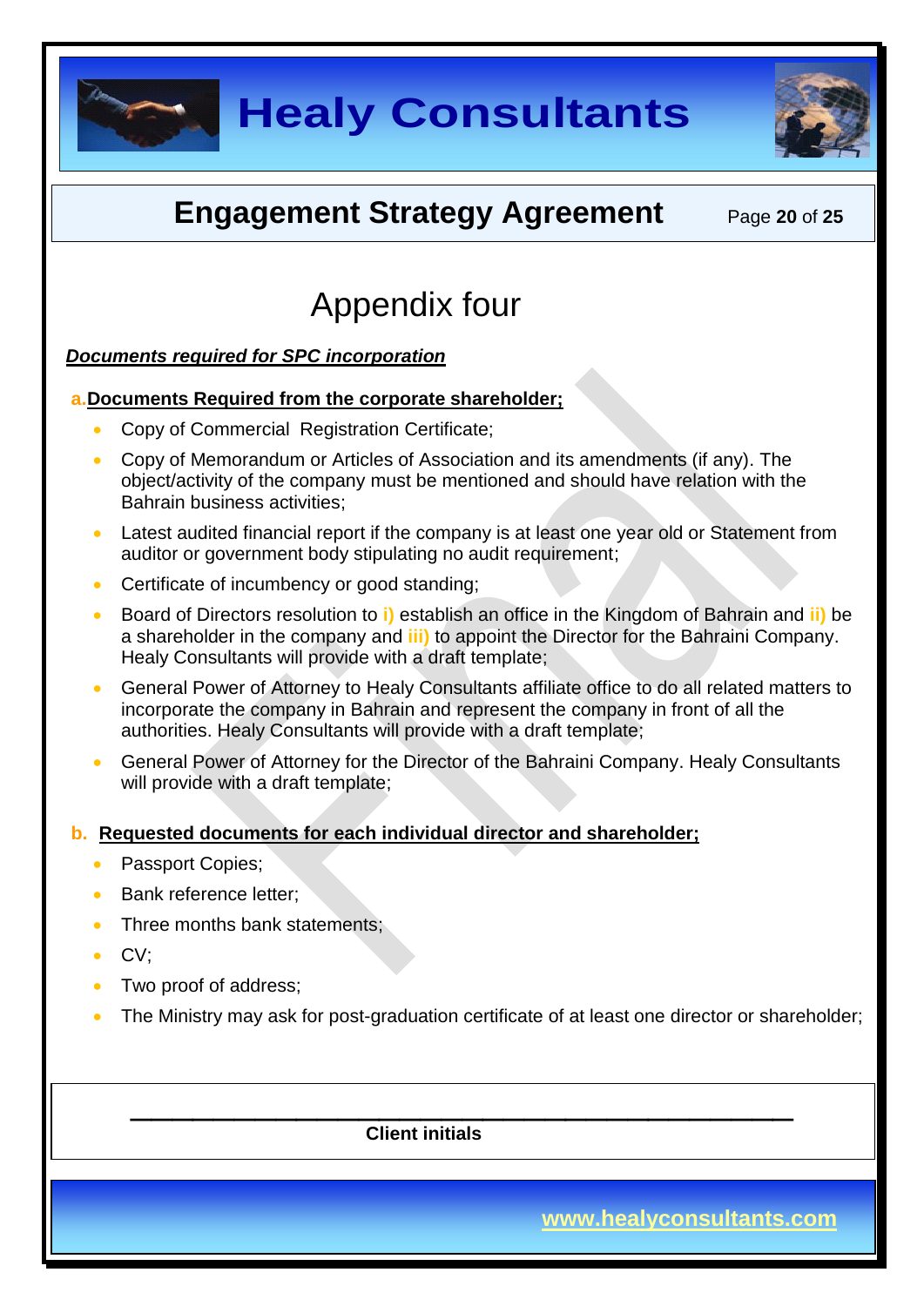# Appendix four

***Documents required for SPC incorporation***

**a. Documents Required from the corporate shareholder;**

- Copy of Commercial Registration Certificate;
- Copy of Memorandum or Articles of Association and its amendments (if any). The object/activity of the company must be mentioned and should have relation with the Bahrain business activities;
- Latest audited financial report if the company is at least one year old or Statement from auditor or government body stipulating no audit requirement;
- Certificate of incumbency or good standing;
- Board of Directors resolution to i) establish an office in the Kingdom of Bahrain and ii) be a shareholder in the company and iii) to appoint the Director for the Bahraini Company. Healy Consultants will provide with a draft template;
- General Power of Attorney to Healy Consultants affiliate office to do all related matters to incorporate the company in Bahrain and represent the company in front of all the authorities. Healy Consultants will provide with a draft template;
- General Power of Attorney for the Director of the Bahraini Company. Healy Consultants will provide with a draft template;

**b. Requested documents for each individual director and shareholder;**

- Passport Copies;
- Bank reference letter;
- Three months bank statements;
- CV;
- Two proof of address;
- The Ministry may ask for post-graduation certificate of at least one director or shareholder;

\_\_\_\_\_\_\_\_\_\_\_\_\_\_\_\_\_\_\_\_\_\_\_\_\_\_\_\_\_\_\_\_\_\_\_\_\_\_\_\_

**Client initials**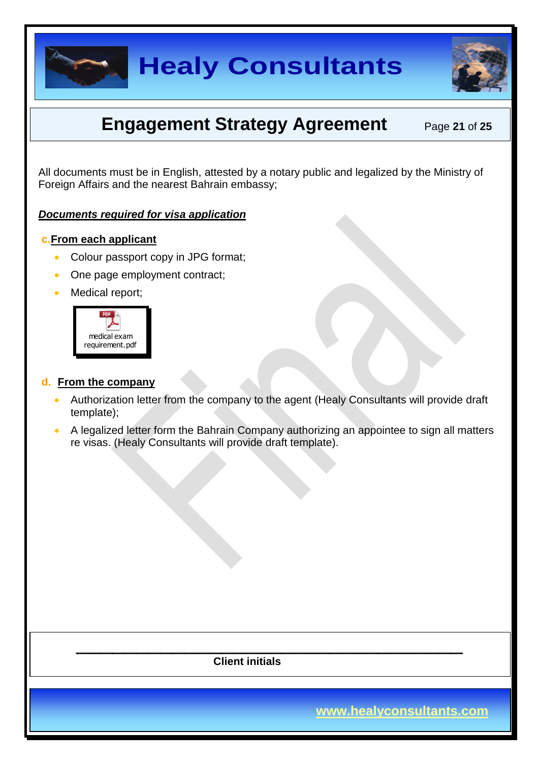All documents must be in English, attested by a notary public and legalized by the Ministry of Foreign Affairs and the nearest Bahrain embassy;

***Documents required for visa application***

**c. From each applicant**

- Colour passport copy in JPG format;
- One page employment contract;
- Medical report;

medical exam requirement.pdf

**d. From the company**

- Authorization letter from the company to the agent (Healy Consultants will provide draft template);
- A legalized letter form the Bahrain Company authorizing an appointee to sign all matters re visas. (Healy Consultants will provide draft template).

\_\_\_\_\_\_\_\_\_\_\_\_\_\_\_\_\_\_\_\_\_\_\_\_\_\_\_\_\_\_\_\_\_\_\_\_\_\_\_\_\_\_

**Client initials**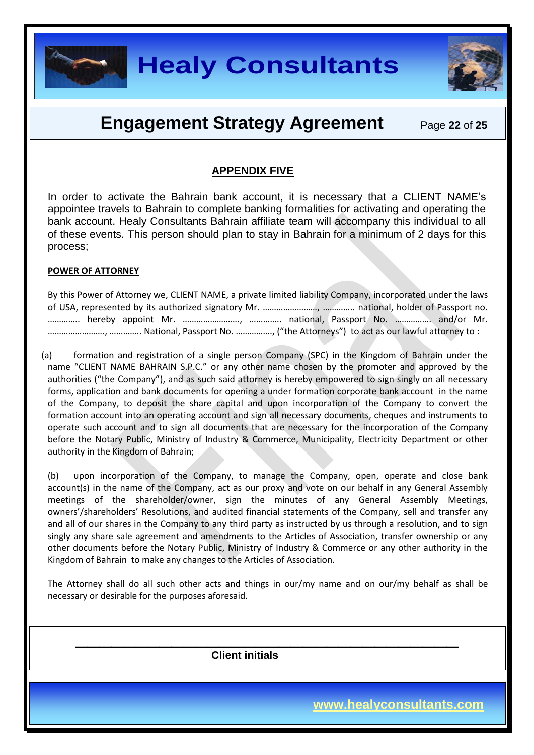## APPENDIX FIVE

In order to activate the Bahrain bank account, it is necessary that a CLIENT NAME's appointee travels to Bahrain to complete banking formalities for activating and operating the bank account. Healy Consultants Bahrain affiliate team will accompany this individual to all of these events. This person should plan to stay in Bahrain for a minimum of 2 days for this process;

**POWER OF ATTORNEY**

By this Power of Attorney we, CLIENT NAME, a private limited liability Company, incorporated under the laws of USA, represented by its authorized signatory Mr. ……………………, …………. national, holder of Passport no. …………. hereby appoint Mr. ……………………., …………. national, Passport No. ……………. and/or Mr. ……………………., …………. National, Passport No. ……………., ("the Attorneys") to act as our lawful attorney to :

(a) formation and registration of a single person Company (SPC) in the Kingdom of Bahrain under the name "CLIENT NAME BAHRAIN S.P.C." or any other name chosen by the promoter and approved by the authorities ("the Company"), and as such said attorney is hereby empowered to sign singly on all necessary forms, application and bank documents for opening a under formation corporate bank account in the name of the Company, to deposit the share capital and upon incorporation of the Company to convert the formation account into an operating account and sign all necessary documents, cheques and instruments to operate such account and to sign all documents that are necessary for the incorporation of the Company before the Notary Public, Ministry of Industry & Commerce, Municipality, Electricity Department or other authority in the Kingdom of Bahrain;

(b) upon incorporation of the Company, to manage the Company, open, operate and close bank account(s) in the name of the Company, act as our proxy and vote on our behalf in any General Assembly meetings of the shareholder/owner, sign the minutes of any General Assembly Meetings, owners'/shareholders' Resolutions, and audited financial statements of the Company, sell and transfer any and all of our shares in the Company to any third party as instructed by us through a resolution, and to sign singly any share sale agreement and amendments to the Articles of Association, transfer ownership or any other documents before the Notary Public, Ministry of Industry & Commerce or any other authority in the Kingdom of Bahrain to make any changes to the Articles of Association.

The Attorney shall do all such other acts and things in our/my name and on our/my behalf as shall be necessary or desirable for the purposes aforesaid.

_______________________________________________

**Client initials**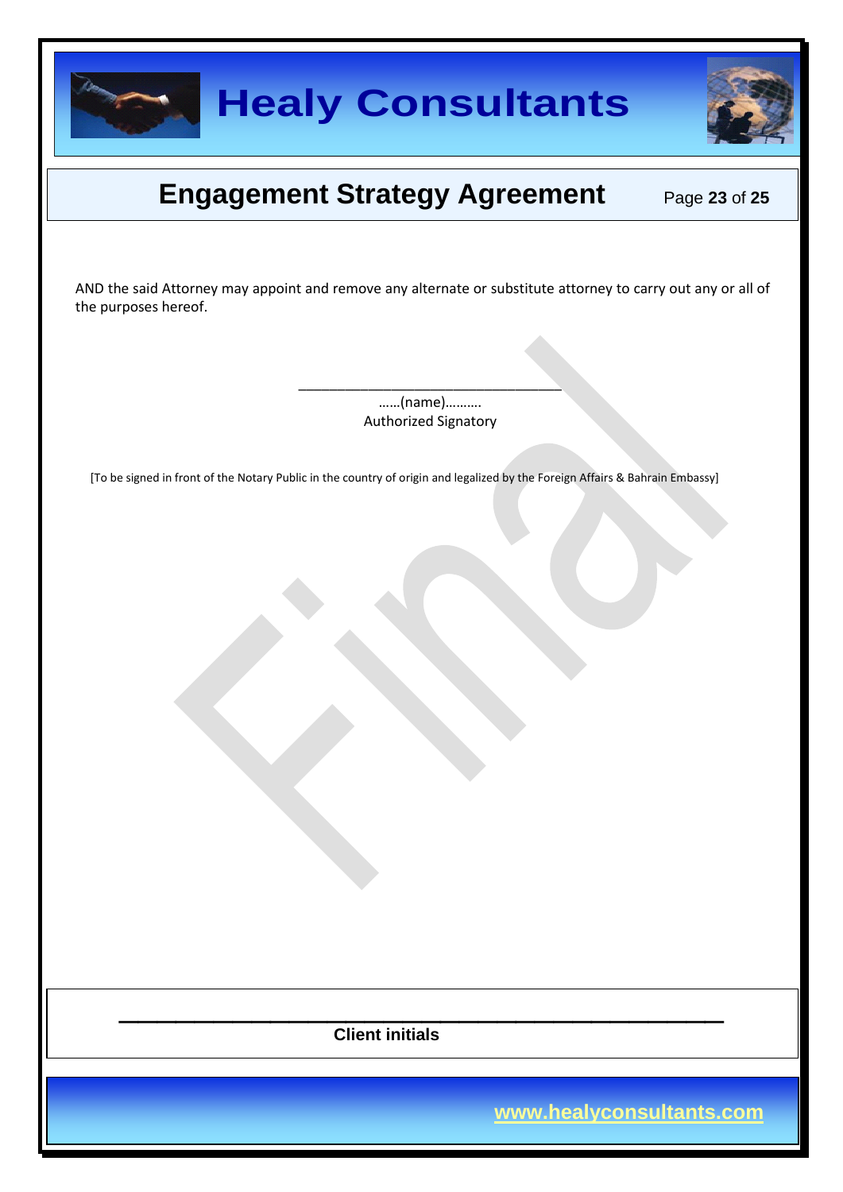AND the said Attorney may appoint and remove any alternate or substitute attorney to carry out any or all of the purposes hereof.

\_\_\_\_\_\_\_\_\_\_\_\_\_\_\_\_\_\_\_\_\_\_\_\_\_\_\_\_\_\_\_\_\_\_

……(name)……….

Authorized Signatory

[To be signed in front of the Notary Public in the country of origin and legalized by the Foreign Affairs & Bahrain Embassy]

\_\_\_\_\_\_\_\_\_\_\_\_\_\_\_\_\_\_\_\_\_\_\_\_\_\_\_\_\_\_\_\_\_\_\_\_\_\_\_\_\_\_\_\_

**Client initials**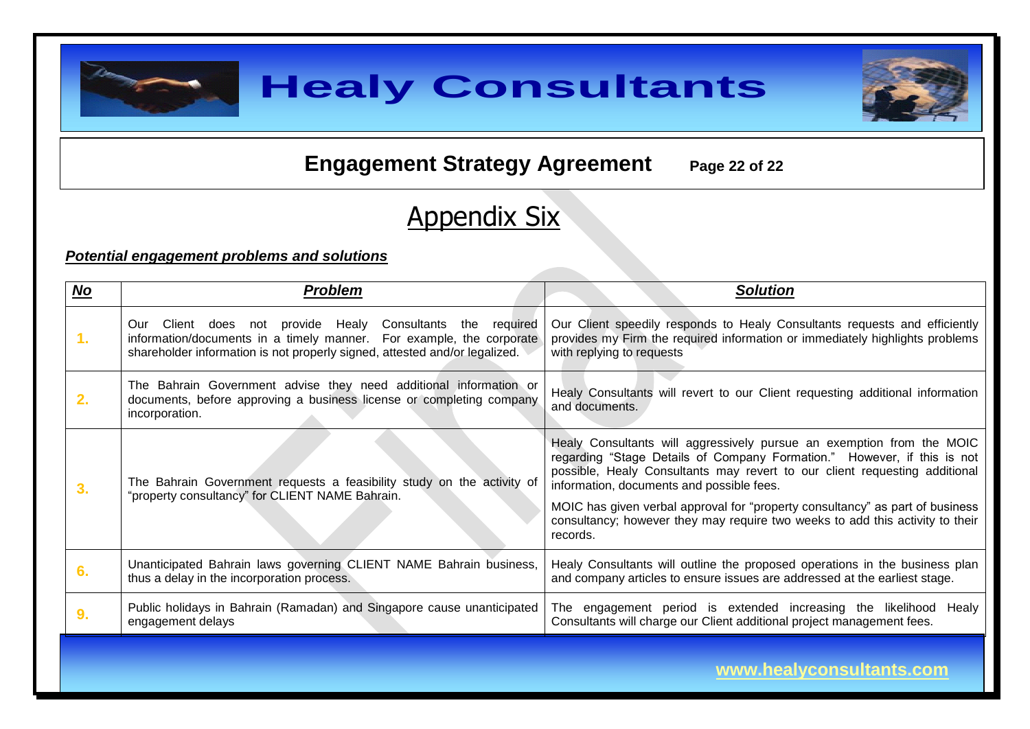## Appendix Six

***Potential engagement problems and solutions***

| ***No*** | ***Problem*** | ***Solution*** |
|---|---|---|
| **1.** | Our Client does not provide Healy Consultants the required information/documents in a timely manner. For example, the corporate shareholder information is not properly signed, attested and/or legalized. | Our Client speedily responds to Healy Consultants requests and efficiently provides my Firm the required information or immediately highlights problems with replying to requests |
| **2.** | The Bahrain Government advise they need additional information or documents, before approving a business license or completing company incorporation. | Healy Consultants will revert to our Client requesting additional information and documents. |
| **3.** | The Bahrain Government requests a feasibility study on the activity of "property consultancy" for CLIENT NAME Bahrain. | Healy Consultants will aggressively pursue an exemption from the MOIC regarding "Stage Details of Company Formation." However, if this is not possible, Healy Consultants may revert to our client requesting additional information, documents and possible fees.<br><br>MOIC has given verbal approval for "property consultancy" as part of business consultancy; however they may require two weeks to add this activity to their records. |
| **6.** | Unanticipated Bahrain laws governing CLIENT NAME Bahrain business, thus a delay in the incorporation process. | Healy Consultants will outline the proposed operations in the business plan and company articles to ensure issues are addressed at the earliest stage. |
| **9.** | Public holidays in Bahrain (Ramadan) and Singapore cause unanticipated engagement delays | The engagement period is extended increasing the likelihood Healy Consultants will charge our Client additional project management fees. |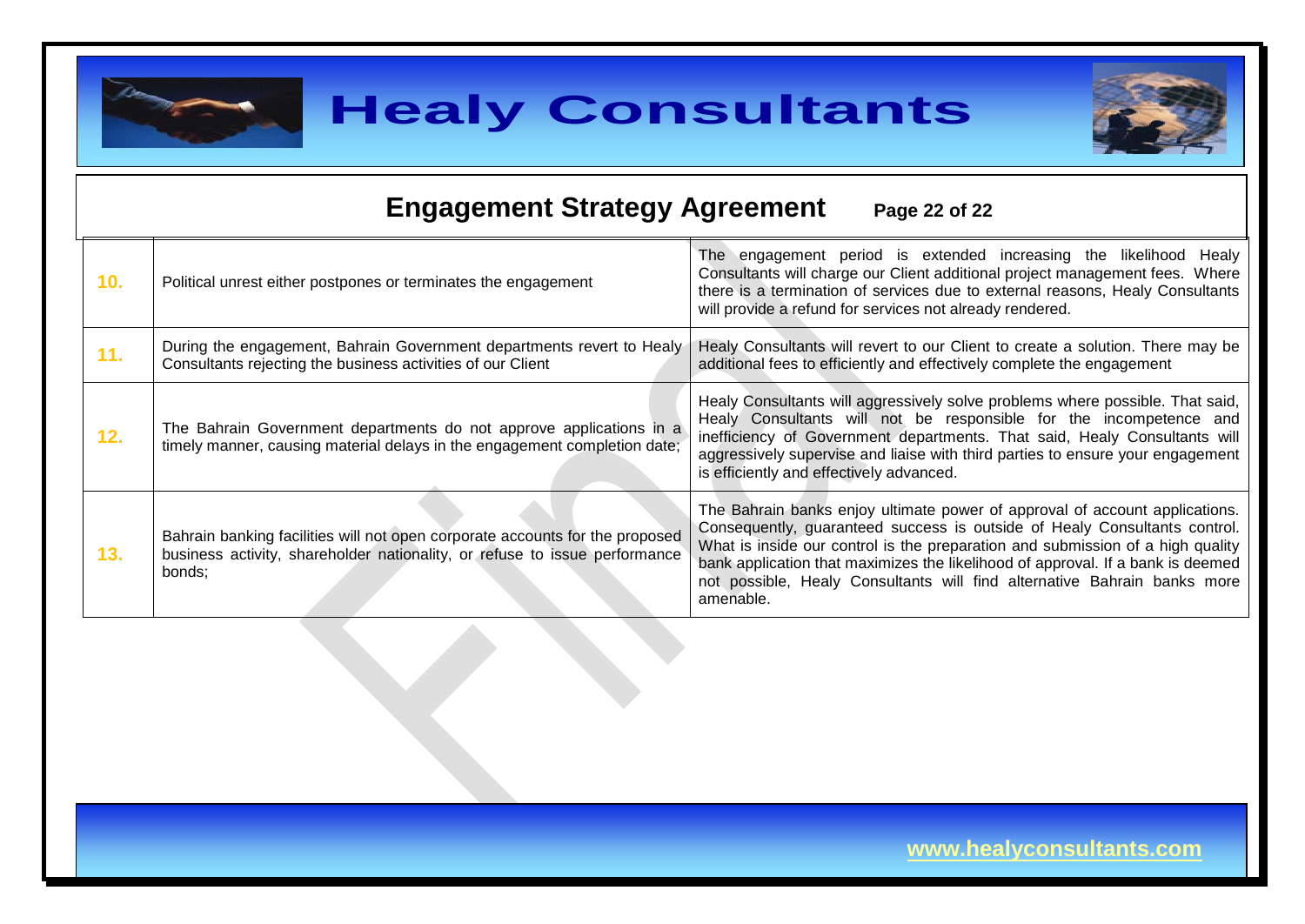| | | |
|---|---|---|
| **10.** | Political unrest either postpones or terminates the engagement | The engagement period is extended increasing the likelihood Healy Consultants will charge our Client additional project management fees. Where there is a termination of services due to external reasons, Healy Consultants will provide a refund for services not already rendered. |
| **11.** | During the engagement, Bahrain Government departments revert to Healy Consultants rejecting the business activities of our Client | Healy Consultants will revert to our Client to create a solution. There may be additional fees to efficiently and effectively complete the engagement |
| **12.** | The Bahrain Government departments do not approve applications in a timely manner, causing material delays in the engagement completion date; | Healy Consultants will aggressively solve problems where possible. That said, Healy Consultants will not be responsible for the incompetence and inefficiency of Government departments. That said, Healy Consultants will aggressively supervise and liaise with third parties to ensure your engagement is efficiently and effectively advanced. |
| **13.** | Bahrain banking facilities will not open corporate accounts for the proposed business activity, shareholder nationality, or refuse to issue performance bonds; | The Bahrain banks enjoy ultimate power of approval of account applications. Consequently, guaranteed success is outside of Healy Consultants control. What is inside our control is the preparation and submission of a high quality bank application that maximizes the likelihood of approval. If a bank is deemed not possible, Healy Consultants will find alternative Bahrain banks more amenable. |